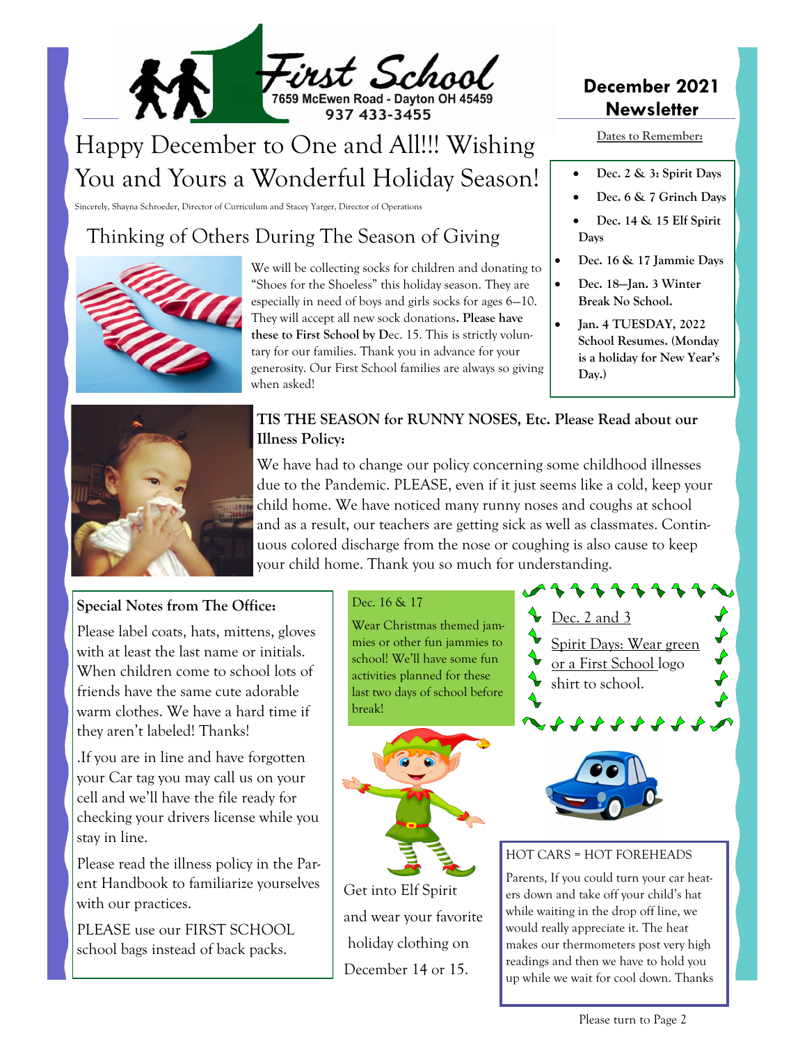First School
7659 McEwen Road - Dayton OH 45459
937 433-3455

# December 2021 Newsletter

# Happy December to One and All!!! Wishing You and Yours a Wonderful Holiday Season!

Sincerely, Shayna Schroeder, Director of Curriculum and Stacey Yarger, Director of Operations

**Dates to Remember:**

- **Dec. 2 & 3: Spirit Days**
- **Dec. 6 & 7 Grinch Days**
- **Dec. 14 & 15 Elf Spirit Days**
- **Dec. 16 & 17 Jammie Days**
- **Dec. 18—Jan. 3 Winter Break No School.**
- **Jan. 4 TUESDAY, 2022 School Resumes. (Monday is a holiday for New Year's Day.)**

## Thinking of Others During The Season of Giving

We will be collecting socks for children and donating to "Shoes for the Shoeless" this holiday season. They are especially in need of boys and girls socks for ages 6—10. They will accept all new sock donations**. Please have these to First School by D**ec. 15. This is strictly voluntary for our families. Thank you in advance for your generosity. Our First School families are always so giving when asked!

### TIS THE SEASON for RUNNY NOSES, Etc. Please Read about our Illness Policy:

We have had to change our policy concerning some childhood illnesses due to the Pandemic. PLEASE, even if it just seems like a cold, keep your child home. We have noticed many runny noses and coughs at school and as a result, our teachers are getting sick as well as classmates. Continuous colored discharge from the nose or coughing is also cause to keep your child home. Thank you so much for understanding.

### Special Notes from The Office:

Please label coats, hats, mittens, gloves with at least the last name or initials. When children come to school lots of friends have the same cute adorable warm clothes. We have a hard time if they aren't labeled! Thanks!

.If you are in line and have forgotten your Car tag you may call us on your cell and we'll have the file ready for checking your drivers license while you stay in line.

Please read the illness policy in the Parent Handbook to familiarize yourselves with our practices.

PLEASE use our FIRST SCHOOL school bags instead of back packs.

Dec. 16 & 17

Wear Christmas themed jammies or other fun jammies to school! We'll have some fun activities planned for these last two days of school before break!

Get into Elf Spirit and wear your favorite holiday clothing on December 14 or 15.

Dec. 2 and 3

Spirit Days: Wear green or a First School logo shirt to school.

HOT CARS = HOT FOREHEADS

Parents, If you could turn your car heaters down and take off your child's hat while waiting in the drop off line, we would really appreciate it. The heat makes our thermometers post very high readings and then we have to hold you up while we wait for cool down. Thanks

Please turn to Page 2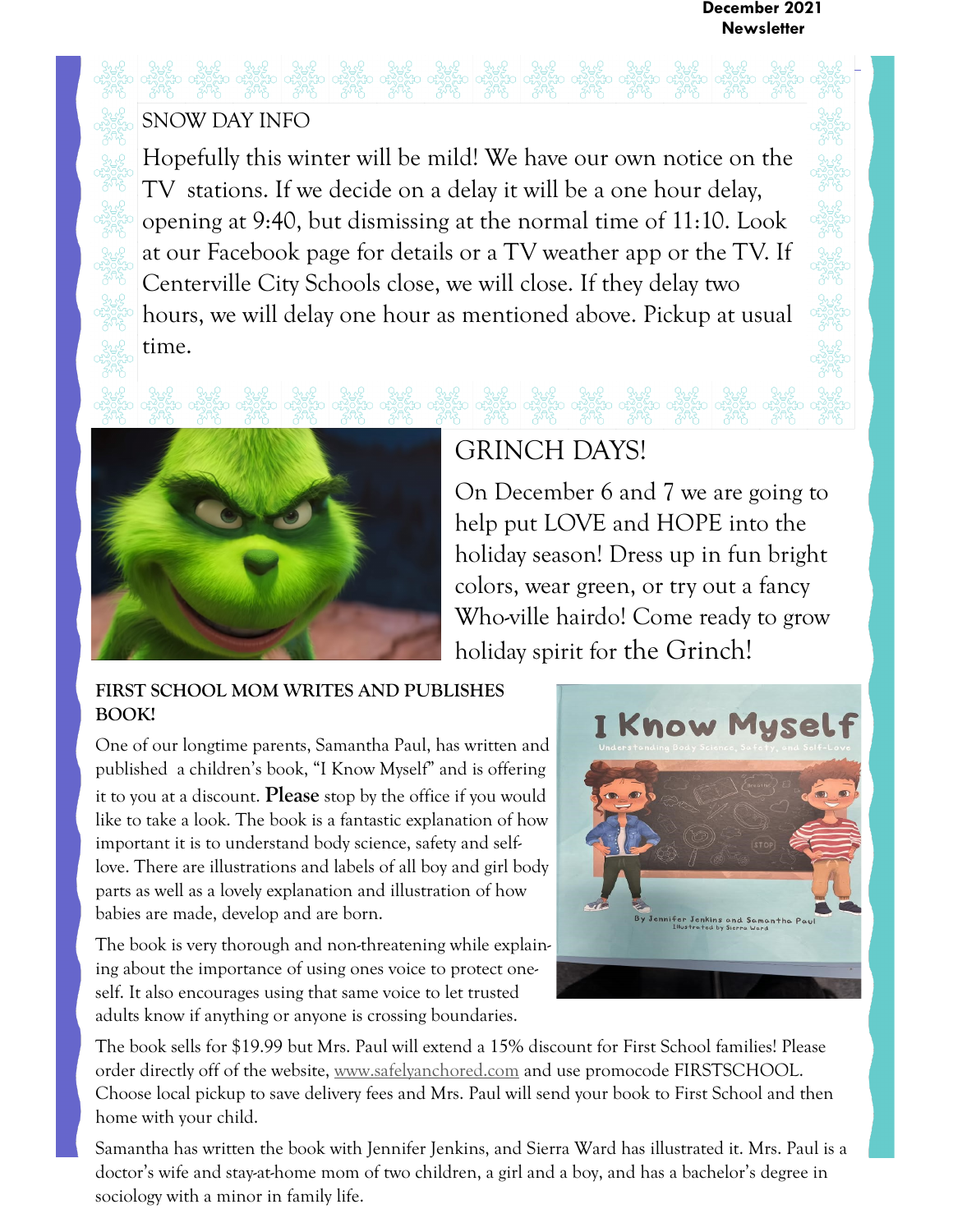December 2021
Newsletter

## SNOW DAY INFO

Hopefully this winter will be mild! We have our own notice on the TV stations. If we decide on a delay it will be a one hour delay, opening at 9:40, but dismissing at the normal time of 11:10. Look at our Facebook page for details or a TV weather app or the TV. If Centerville City Schools close, we will close. If they delay two hours, we will delay one hour as mentioned above. Pickup at usual time.

## GRINCH DAYS!

On December 6 and 7 we are going to help put LOVE and HOPE into the holiday season! Dress up in fun bright colors, wear green, or try out a fancy Who-ville hairdo! Come ready to grow holiday spirit for the Grinch!

## FIRST SCHOOL MOM WRITES AND PUBLISHES BOOK!

One of our longtime parents, Samantha Paul, has written and published a children's book, "I Know Myself" and is offering it to you at a discount. Please stop by the office if you would like to take a look. The book is a fantastic explanation of how important it is to understand body science, safety and self-love. There are illustrations and labels of all boy and girl body parts as well as a lovely explanation and illustration of how babies are made, develop and are born.

The book is very thorough and non-threatening while explaining about the importance of using ones voice to protect oneself. It also encourages using that same voice to let trusted adults know if anything or anyone is crossing boundaries.

The book sells for $19.99 but Mrs. Paul will extend a 15% discount for First School families! Please order directly off of the website, www.safelyanchored.com and use promocode FIRSTSCHOOL. Choose local pickup to save delivery fees and Mrs. Paul will send your book to First School and then home with your child.

Samantha has written the book with Jennifer Jenkins, and Sierra Ward has illustrated it. Mrs. Paul is a doctor's wife and stay-at-home mom of two children, a girl and a boy, and has a bachelor's degree in sociology with a minor in family life.